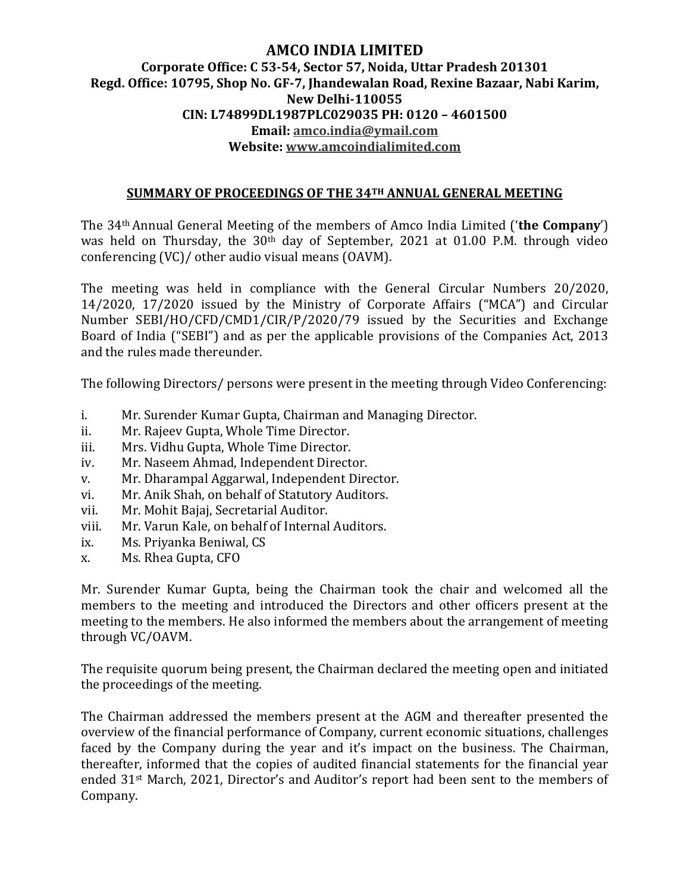# AMCO INDIA LIMITED

**Corporate Office: C 53-54, Sector 57, Noida, Uttar Pradesh 201301**
**Regd. Office: 10795, Shop No. GF-7, Jhandewalan Road, Rexine Bazaar, Nabi Karim, New Delhi-110055**
**CIN: L74899DL1987PLC029035 PH: 0120 – 4601500**
**Email: amco.india@ymail.com**
**Website: www.amcoindialimited.com**

## SUMMARY OF PROCEEDINGS OF THE 34TH ANNUAL GENERAL MEETING

The 34th Annual General Meeting of the members of Amco India Limited ('**the Company**') was held on Thursday, the 30th day of September, 2021 at 01.00 P.M. through video conferencing (VC)/ other audio visual means (OAVM).

The meeting was held in compliance with the General Circular Numbers 20/2020, 14/2020, 17/2020 issued by the Ministry of Corporate Affairs ("MCA") and Circular Number SEBI/HO/CFD/CMD1/CIR/P/2020/79 issued by the Securities and Exchange Board of India ("SEBI") and as per the applicable provisions of the Companies Act, 2013 and the rules made thereunder.

The following Directors/ persons were present in the meeting through Video Conferencing:

i. Mr. Surender Kumar Gupta, Chairman and Managing Director.
ii. Mr. Rajeev Gupta, Whole Time Director.
iii. Mrs. Vidhu Gupta, Whole Time Director.
iv. Mr. Naseem Ahmad, Independent Director.
v. Mr. Dharampal Aggarwal, Independent Director.
vi. Mr. Anik Shah, on behalf of Statutory Auditors.
vii. Mr. Mohit Bajaj, Secretarial Auditor.
viii. Mr. Varun Kale, on behalf of Internal Auditors.
ix. Ms. Priyanka Beniwal, CS
x. Ms. Rhea Gupta, CFO

Mr. Surender Kumar Gupta, being the Chairman took the chair and welcomed all the members to the meeting and introduced the Directors and other officers present at the meeting to the members. He also informed the members about the arrangement of meeting through VC/OAVM.

The requisite quorum being present, the Chairman declared the meeting open and initiated the proceedings of the meeting.

The Chairman addressed the members present at the AGM and thereafter presented the overview of the financial performance of Company, current economic situations, challenges faced by the Company during the year and it's impact on the business. The Chairman, thereafter, informed that the copies of audited financial statements for the financial year ended 31st March, 2021, Director's and Auditor's report had been sent to the members of Company.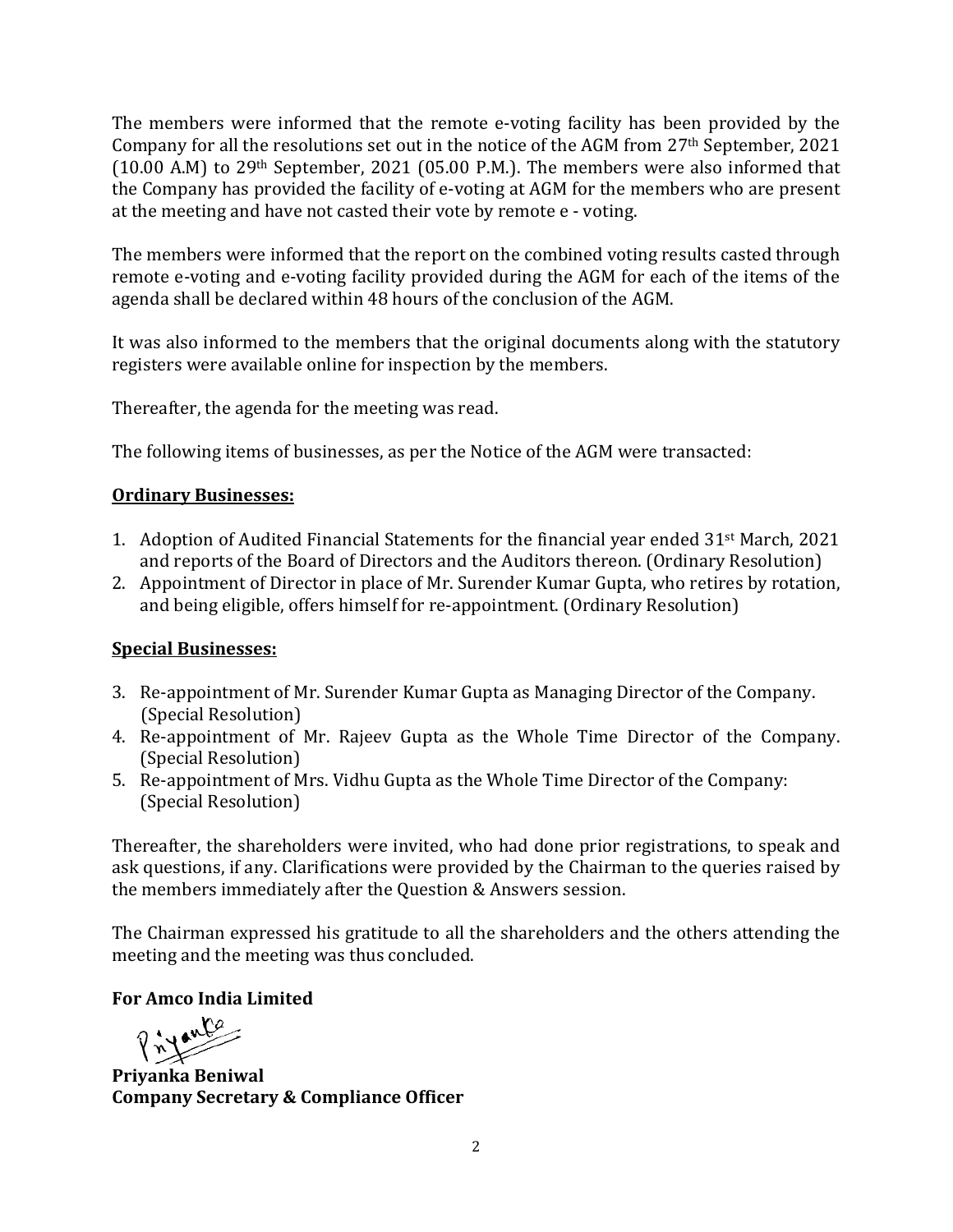The members were informed that the remote e-voting facility has been provided by the Company for all the resolutions set out in the notice of the AGM from 27th September, 2021 (10.00 A.M) to 29th September, 2021 (05.00 P.M.). The members were also informed that the Company has provided the facility of e-voting at AGM for the members who are present at the meeting and have not casted their vote by remote e - voting.

The members were informed that the report on the combined voting results casted through remote e-voting and e-voting facility provided during the AGM for each of the items of the agenda shall be declared within 48 hours of the conclusion of the AGM.

It was also informed to the members that the original documents along with the statutory registers were available online for inspection by the members.

Thereafter, the agenda for the meeting was read.

The following items of businesses, as per the Notice of the AGM were transacted:

**Ordinary Businesses:**

1. Adoption of Audited Financial Statements for the financial year ended 31st March, 2021 and reports of the Board of Directors and the Auditors thereon. (Ordinary Resolution)
2. Appointment of Director in place of Mr. Surender Kumar Gupta, who retires by rotation, and being eligible, offers himself for re-appointment. (Ordinary Resolution)

**Special Businesses:**

3. Re-appointment of Mr. Surender Kumar Gupta as Managing Director of the Company. (Special Resolution)
4. Re-appointment of Mr. Rajeev Gupta as the Whole Time Director of the Company. (Special Resolution)
5. Re-appointment of Mrs. Vidhu Gupta as the Whole Time Director of the Company: (Special Resolution)

Thereafter, the shareholders were invited, who had done prior registrations, to speak and ask questions, if any. Clarifications were provided by the Chairman to the queries raised by the members immediately after the Question & Answers session.

The Chairman expressed his gratitude to all the shareholders and the others attending the meeting and the meeting was thus concluded.

**For Amco India Limited**

**Priyanka Beniwal**
**Company Secretary & Compliance Officer**